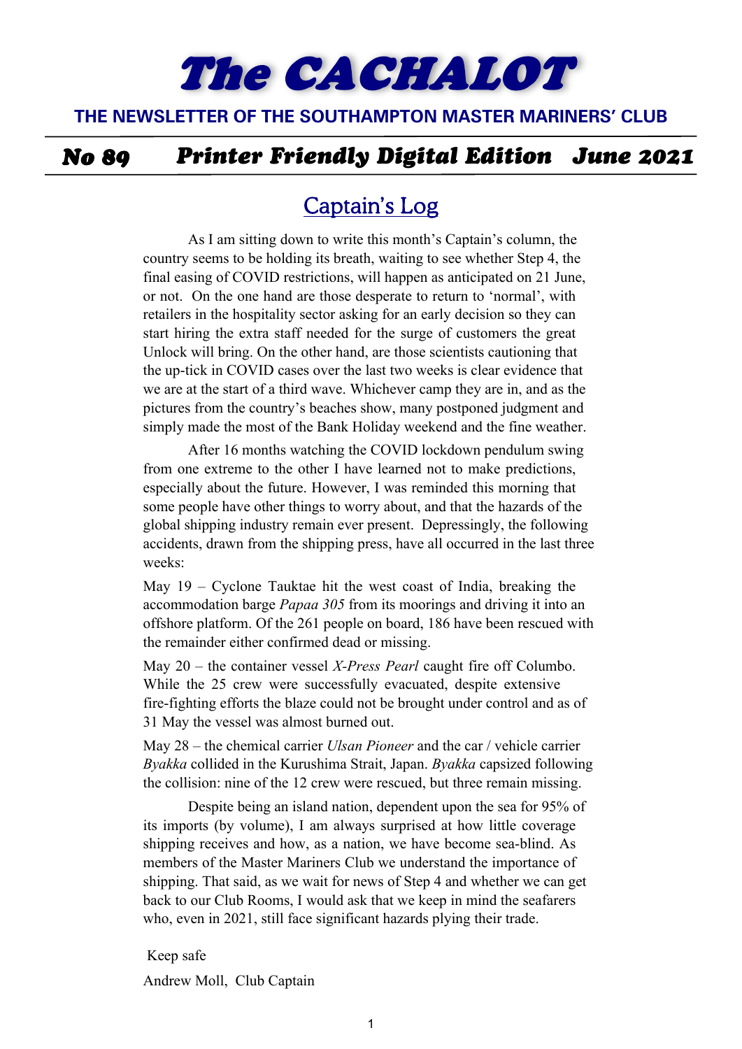# The CACHALOT

**THE NEWSLETTER OF THE SOUTHAMPTON MASTER MARINERS' CLUB**

***No 89 Printer Friendly Digital Edition June 2021***

## Captain's Log

As I am sitting down to write this month's Captain's column, the country seems to be holding its breath, waiting to see whether Step 4, the final easing of COVID restrictions, will happen as anticipated on 21 June, or not. On the one hand are those desperate to return to 'normal', with retailers in the hospitality sector asking for an early decision so they can start hiring the extra staff needed for the surge of customers the great Unlock will bring. On the other hand, are those scientists cautioning that the up-tick in COVID cases over the last two weeks is clear evidence that we are at the start of a third wave. Whichever camp they are in, and as the pictures from the country's beaches show, many postponed judgment and simply made the most of the Bank Holiday weekend and the fine weather.

After 16 months watching the COVID lockdown pendulum swing from one extreme to the other I have learned not to make predictions, especially about the future. However, I was reminded this morning that some people have other things to worry about, and that the hazards of the global shipping industry remain ever present. Depressingly, the following accidents, drawn from the shipping press, have all occurred in the last three weeks:

May 19 – Cyclone Tauktae hit the west coast of India, breaking the accommodation barge *Papaa 305* from its moorings and driving it into an offshore platform. Of the 261 people on board, 186 have been rescued with the remainder either confirmed dead or missing.

May 20 – the container vessel *X-Press Pearl* caught fire off Columbo. While the 25 crew were successfully evacuated, despite extensive fire-fighting efforts the blaze could not be brought under control and as of 31 May the vessel was almost burned out.

May 28 – the chemical carrier *Ulsan Pioneer* and the car / vehicle carrier *Byakka* collided in the Kurushima Strait, Japan. *Byakka* capsized following the collision: nine of the 12 crew were rescued, but three remain missing.

Despite being an island nation, dependent upon the sea for 95% of its imports (by volume), I am always surprised at how little coverage shipping receives and how, as a nation, we have become sea-blind. As members of the Master Mariners Club we understand the importance of shipping. That said, as we wait for news of Step 4 and whether we can get back to our Club Rooms, I would ask that we keep in mind the seafarers who, even in 2021, still face significant hazards plying their trade.

Keep safe

Andrew Moll, Club Captain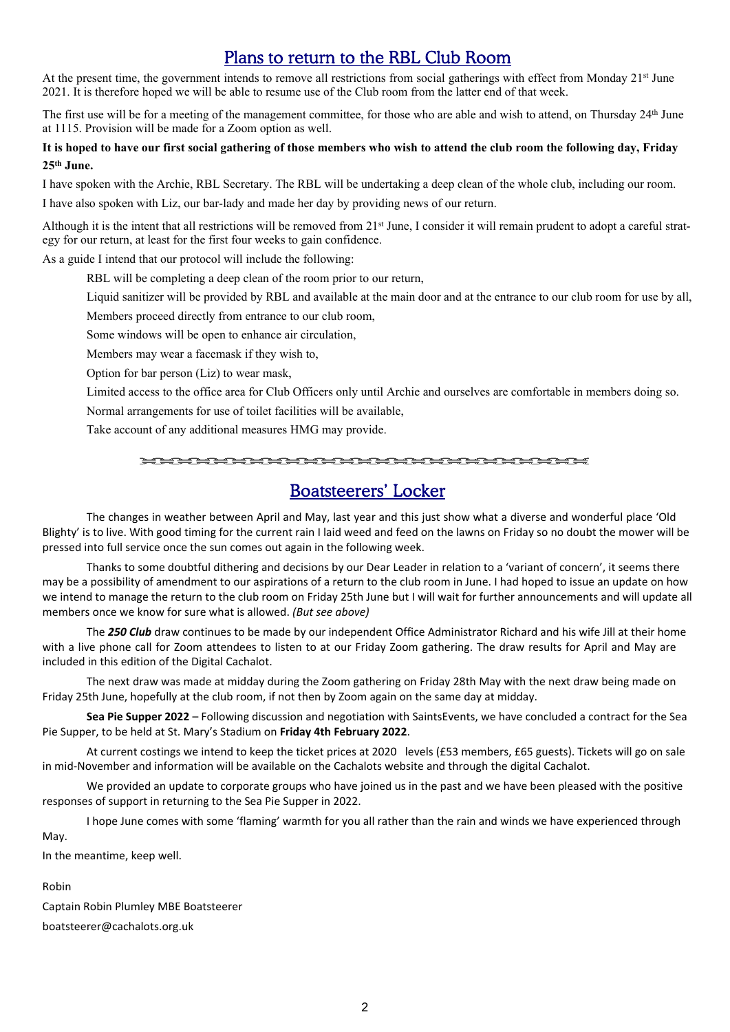## Plans to return to the RBL Club Room

At the present time, the government intends to remove all restrictions from social gatherings with effect from Monday 21st June 2021. It is therefore hoped we will be able to resume use of the Club room from the latter end of that week.

The first use will be for a meeting of the management committee, for those who are able and wish to attend, on Thursday 24th June at 1115. Provision will be made for a Zoom option as well.

**It is hoped to have our first social gathering of those members who wish to attend the club room the following day, Friday 25th June.**

I have spoken with the Archie, RBL Secretary. The RBL will be undertaking a deep clean of the whole club, including our room.

I have also spoken with Liz, our bar-lady and made her day by providing news of our return.

Although it is the intent that all restrictions will be removed from 21st June, I consider it will remain prudent to adopt a careful strategy for our return, at least for the first four weeks to gain confidence.

As a guide I intend that our protocol will include the following:

- RBL will be completing a deep clean of the room prior to our return,
- Liquid sanitizer will be provided by RBL and available at the main door and at the entrance to our club room for use by all,
- Members proceed directly from entrance to our club room,
- Some windows will be open to enhance air circulation,
- Members may wear a facemask if they wish to,
- Option for bar person (Liz) to wear mask,
- Limited access to the office area for Club Officers only until Archie and ourselves are comfortable in members doing so.
- Normal arrangements for use of toilet facilities will be available,
- Take account of any additional measures HMG may provide.

## Boatsteerers' Locker

The changes in weather between April and May, last year and this just show what a diverse and wonderful place 'Old Blighty' is to live. With good timing for the current rain I laid weed and feed on the lawns on Friday so no doubt the mower will be pressed into full service once the sun comes out again in the following week.

Thanks to some doubtful dithering and decisions by our Dear Leader in relation to a 'variant of concern', it seems there may be a possibility of amendment to our aspirations of a return to the club room in June. I had hoped to issue an update on how we intend to manage the return to the club room on Friday 25th June but I will wait for further announcements and will update all members once we know for sure what is allowed. *(But see above)*

The ***250 Club*** draw continues to be made by our independent Office Administrator Richard and his wife Jill at their home with a live phone call for Zoom attendees to listen to at our Friday Zoom gathering. The draw results for April and May are included in this edition of the Digital Cachalot.

The next draw was made at midday during the Zoom gathering on Friday 28th May with the next draw being made on Friday 25th June, hopefully at the club room, if not then by Zoom again on the same day at midday.

**Sea Pie Supper 2022** – Following discussion and negotiation with SaintsEvents, we have concluded a contract for the Sea Pie Supper, to be held at St. Mary's Stadium on **Friday 4th February 2022**.

At current costings we intend to keep the ticket prices at 2020 levels (£53 members, £65 guests). Tickets will go on sale in mid-November and information will be available on the Cachalots website and through the digital Cachalot.

We provided an update to corporate groups who have joined us in the past and we have been pleased with the positive responses of support in returning to the Sea Pie Supper in 2022.

I hope June comes with some 'flaming' warmth for you all rather than the rain and winds we have experienced through May.

In the meantime, keep well.

Robin

Captain Robin Plumley MBE Boatsteerer

boatsteerer@cachalots.org.uk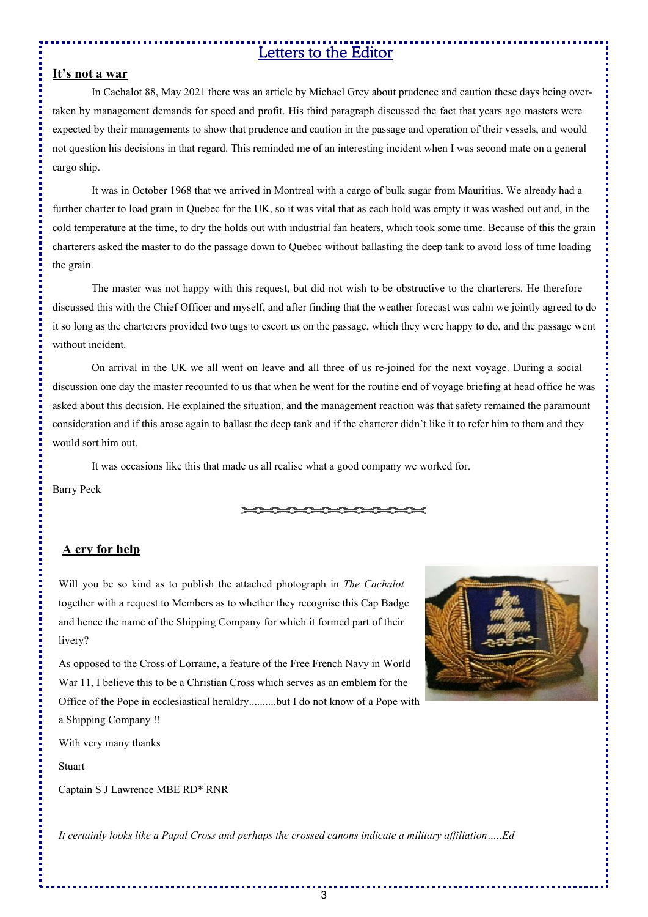# Letters to the Editor

## It's not a war

In Cachalot 88, May 2021 there was an article by Michael Grey about prudence and caution these days being overtaken by management demands for speed and profit. His third paragraph discussed the fact that years ago masters were expected by their managements to show that prudence and caution in the passage and operation of their vessels, and would not question his decisions in that regard. This reminded me of an interesting incident when I was second mate on a general cargo ship.

It was in October 1968 that we arrived in Montreal with a cargo of bulk sugar from Mauritius. We already had a further charter to load grain in Quebec for the UK, so it was vital that as each hold was empty it was washed out and, in the cold temperature at the time, to dry the holds out with industrial fan heaters, which took some time. Because of this the grain charterers asked the master to do the passage down to Quebec without ballasting the deep tank to avoid loss of time loading the grain.

The master was not happy with this request, but did not wish to be obstructive to the charterers. He therefore discussed this with the Chief Officer and myself, and after finding that the weather forecast was calm we jointly agreed to do it so long as the charterers provided two tugs to escort us on the passage, which they were happy to do, and the passage went without incident.

On arrival in the UK we all went on leave and all three of us re-joined for the next voyage. During a social discussion one day the master recounted to us that when he went for the routine end of voyage briefing at head office he was asked about this decision. He explained the situation, and the management reaction was that safety remained the paramount consideration and if this arose again to ballast the deep tank and if the charterer didn't like it to refer him to them and they would sort him out.

It was occasions like this that made us all realise what a good company we worked for.

Barry Peck

## A cry for help

Will you be so kind as to publish the attached photograph in *The Cachalot* together with a request to Members as to whether they recognise this Cap Badge and hence the name of the Shipping Company for which it formed part of their livery?

As opposed to the Cross of Lorraine, a feature of the Free French Navy in World War 11, I believe this to be a Christian Cross which serves as an emblem for the Office of the Pope in ecclesiastical heraldry..........but I do not know of a Pope with a Shipping Company !!

With very many thanks

Stuart

Captain S J Lawrence MBE RD* RNR

*It certainly looks like a Papal Cross and perhaps the crossed canons indicate a military affiliation…..Ed*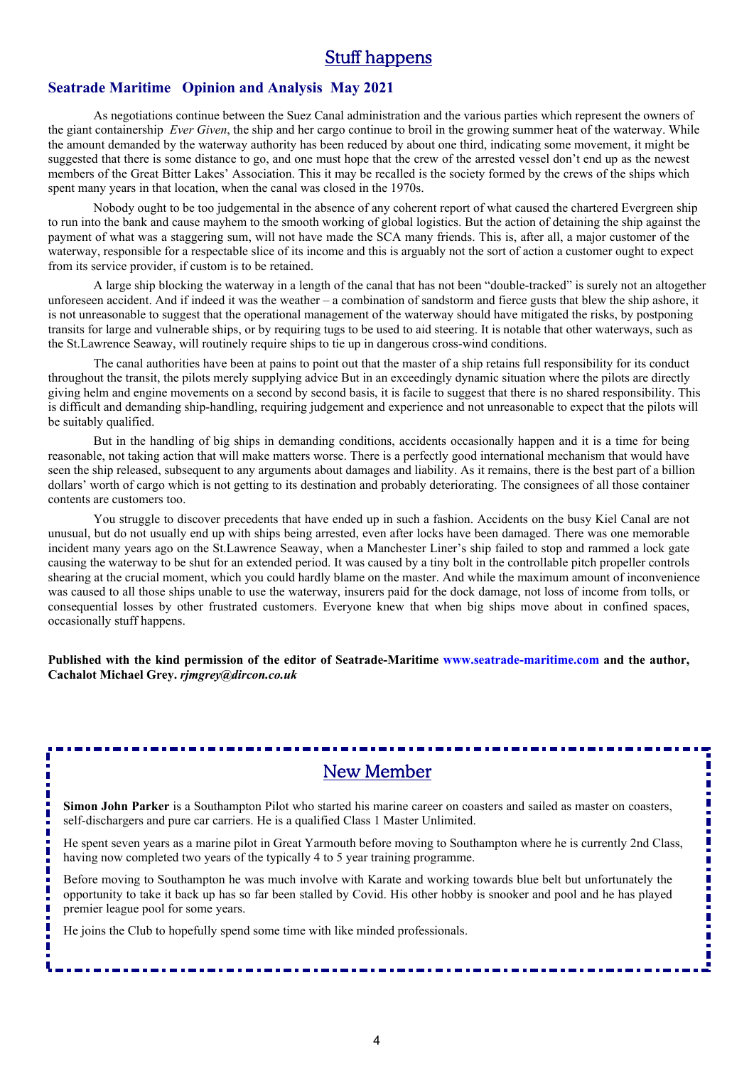# Stuff happens

## Seatrade Maritime Opinion and Analysis May 2021

As negotiations continue between the Suez Canal administration and the various parties which represent the owners of the giant containership *Ever Given*, the ship and her cargo continue to broil in the growing summer heat of the waterway. While the amount demanded by the waterway authority has been reduced by about one third, indicating some movement, it might be suggested that there is some distance to go, and one must hope that the crew of the arrested vessel don't end up as the newest members of the Great Bitter Lakes' Association. This it may be recalled is the society formed by the crews of the ships which spent many years in that location, when the canal was closed in the 1970s.

Nobody ought to be too judgemental in the absence of any coherent report of what caused the chartered Evergreen ship to run into the bank and cause mayhem to the smooth working of global logistics. But the action of detaining the ship against the payment of what was a staggering sum, will not have made the SCA many friends. This is, after all, a major customer of the waterway, responsible for a respectable slice of its income and this is arguably not the sort of action a customer ought to expect from its service provider, if custom is to be retained.

A large ship blocking the waterway in a length of the canal that has not been "double-tracked" is surely not an altogether unforeseen accident. And if indeed it was the weather – a combination of sandstorm and fierce gusts that blew the ship ashore, it is not unreasonable to suggest that the operational management of the waterway should have mitigated the risks, by postponing transits for large and vulnerable ships, or by requiring tugs to be used to aid steering. It is notable that other waterways, such as the St.Lawrence Seaway, will routinely require ships to tie up in dangerous cross-wind conditions.

The canal authorities have been at pains to point out that the master of a ship retains full responsibility for its conduct throughout the transit, the pilots merely supplying advice But in an exceedingly dynamic situation where the pilots are directly giving helm and engine movements on a second by second basis, it is facile to suggest that there is no shared responsibility. This is difficult and demanding ship-handling, requiring judgement and experience and not unreasonable to expect that the pilots will be suitably qualified.

But in the handling of big ships in demanding conditions, accidents occasionally happen and it is a time for being reasonable, not taking action that will make matters worse. There is a perfectly good international mechanism that would have seen the ship released, subsequent to any arguments about damages and liability. As it remains, there is the best part of a billion dollars' worth of cargo which is not getting to its destination and probably deteriorating. The consignees of all those container contents are customers too.

You struggle to discover precedents that have ended up in such a fashion. Accidents on the busy Kiel Canal are not unusual, but do not usually end up with ships being arrested, even after locks have been damaged. There was one memorable incident many years ago on the St.Lawrence Seaway, when a Manchester Liner's ship failed to stop and rammed a lock gate causing the waterway to be shut for an extended period. It was caused by a tiny bolt in the controllable pitch propeller controls shearing at the crucial moment, which you could hardly blame on the master. And while the maximum amount of inconvenience was caused to all those ships unable to use the waterway, insurers paid for the dock damage, not loss of income from tolls, or consequential losses by other frustrated customers. Everyone knew that when big ships move about in confined spaces, occasionally stuff happens.

**Published with the kind permission of the editor of Seatrade-Maritime www.seatrade-maritime.com and the author, Cachalot Michael Grey.** ***rjmgrey@dircon.co.uk***

# New Member

**Simon John Parker** is a Southampton Pilot who started his marine career on coasters and sailed as master on coasters, self-dischargers and pure car carriers. He is a qualified Class 1 Master Unlimited.

He spent seven years as a marine pilot in Great Yarmouth before moving to Southampton where he is currently 2nd Class, having now completed two years of the typically 4 to 5 year training programme.

Before moving to Southampton he was much involve with Karate and working towards blue belt but unfortunately the opportunity to take it back up has so far been stalled by Covid. His other hobby is snooker and pool and he has played premier league pool for some years.

He joins the Club to hopefully spend some time with like minded professionals.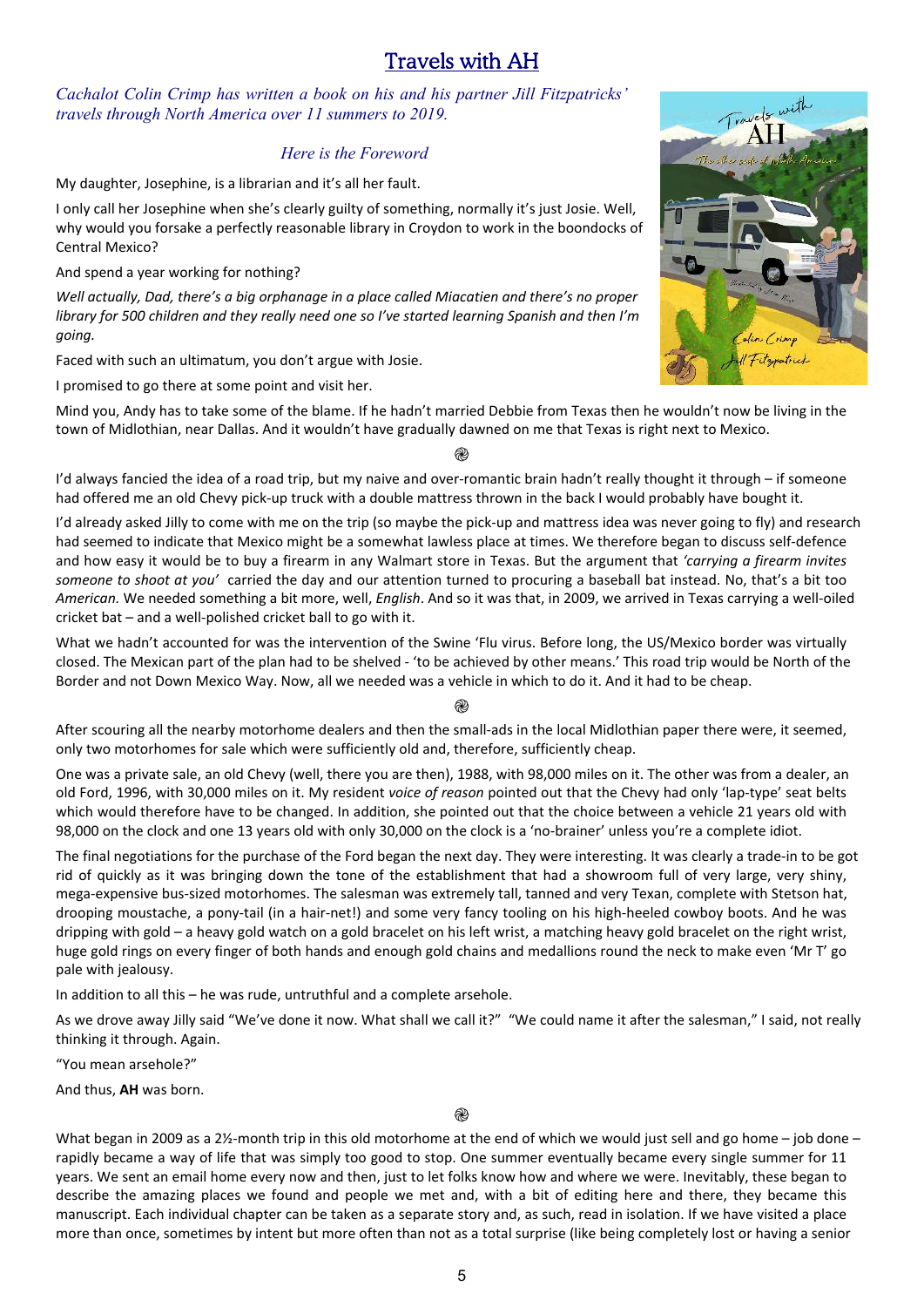# Travels with AH

*Cachalot Colin Crimp has written a book on his and his partner Jill Fitzpatricks' travels through North America over 11 summers to 2019.*

*Here is the Foreword*

My daughter, Josephine, is a librarian and it's all her fault.

I only call her Josephine when she's clearly guilty of something, normally it's just Josie. Well, why would you forsake a perfectly reasonable library in Croydon to work in the boondocks of Central Mexico?

And spend a year working for nothing?

*Well actually, Dad, there's a big orphanage in a place called Miacatien and there's no proper library for 500 children and they really need one so I've started learning Spanish and then I'm going.*

Faced with such an ultimatum, you don't argue with Josie.

I promised to go there at some point and visit her.

Mind you, Andy has to take some of the blame. If he hadn't married Debbie from Texas then he wouldn't now be living in the town of Midlothian, near Dallas. And it wouldn't have gradually dawned on me that Texas is right next to Mexico.

I'd always fancied the idea of a road trip, but my naive and over-romantic brain hadn't really thought it through – if someone had offered me an old Chevy pick-up truck with a double mattress thrown in the back I would probably have bought it.

I'd already asked Jilly to come with me on the trip (so maybe the pick-up and mattress idea was never going to fly) and research had seemed to indicate that Mexico might be a somewhat lawless place at times. We therefore began to discuss self-defence and how easy it would be to buy a firearm in any Walmart store in Texas. But the argument that *'carrying a firearm invites someone to shoot at you'* carried the day and our attention turned to procuring a baseball bat instead. No, that's a bit too *American.* We needed something a bit more, well, *English*. And so it was that, in 2009, we arrived in Texas carrying a well-oiled cricket bat – and a well-polished cricket ball to go with it.

What we hadn't accounted for was the intervention of the Swine 'Flu virus. Before long, the US/Mexico border was virtually closed. The Mexican part of the plan had to be shelved - 'to be achieved by other means.' This road trip would be North of the Border and not Down Mexico Way. Now, all we needed was a vehicle in which to do it. And it had to be cheap.

After scouring all the nearby motorhome dealers and then the small-ads in the local Midlothian paper there were, it seemed, only two motorhomes for sale which were sufficiently old and, therefore, sufficiently cheap.

One was a private sale, an old Chevy (well, there you are then), 1988, with 98,000 miles on it. The other was from a dealer, an old Ford, 1996, with 30,000 miles on it. My resident *voice of reason* pointed out that the Chevy had only 'lap-type' seat belts which would therefore have to be changed. In addition, she pointed out that the choice between a vehicle 21 years old with 98,000 on the clock and one 13 years old with only 30,000 on the clock is a 'no-brainer' unless you're a complete idiot.

The final negotiations for the purchase of the Ford began the next day. They were interesting. It was clearly a trade-in to be got rid of quickly as it was bringing down the tone of the establishment that had a showroom full of very large, very shiny, mega-expensive bus-sized motorhomes. The salesman was extremely tall, tanned and very Texan, complete with Stetson hat, drooping moustache, a pony-tail (in a hair-net!) and some very fancy tooling on his high-heeled cowboy boots. And he was dripping with gold – a heavy gold watch on a gold bracelet on his left wrist, a matching heavy gold bracelet on the right wrist, huge gold rings on every finger of both hands and enough gold chains and medallions round the neck to make even 'Mr T' go pale with jealousy.

In addition to all this – he was rude, untruthful and a complete arsehole.

As we drove away Jilly said "We've done it now. What shall we call it?" "We could name it after the salesman," I said, not really thinking it through. Again.

"You mean arsehole?"

And thus, **AH** was born.

What began in 2009 as a 2½-month trip in this old motorhome at the end of which we would just sell and go home – job done – rapidly became a way of life that was simply too good to stop. One summer eventually became every single summer for 11 years. We sent an email home every now and then, just to let folks know how and where we were. Inevitably, these began to describe the amazing places we found and people we met and, with a bit of editing here and there, they became this manuscript. Each individual chapter can be taken as a separate story and, as such, read in isolation. If we have visited a place more than once, sometimes by intent but more often than not as a total surprise (like being completely lost or having a senior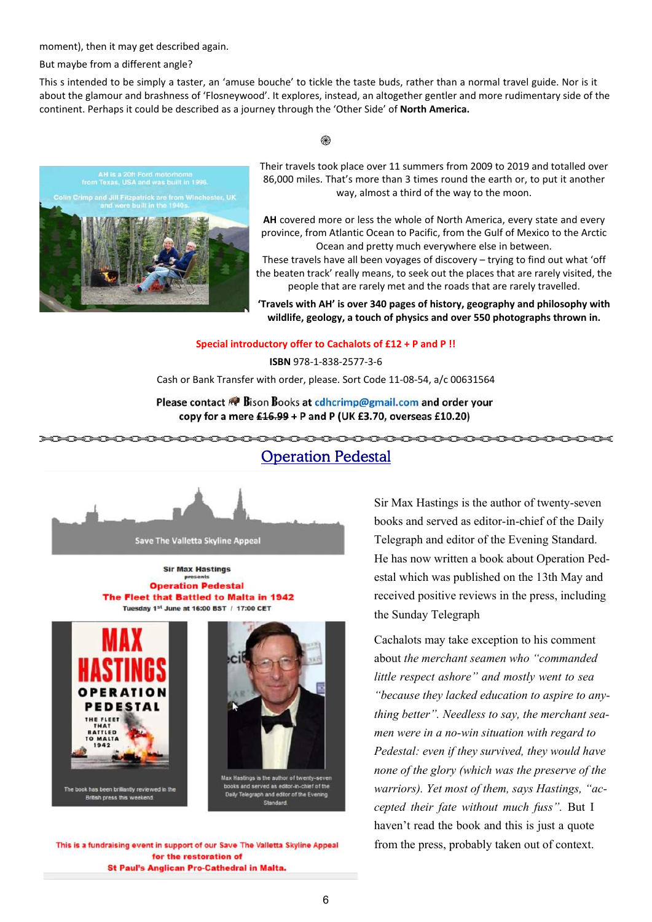moment), then it may get described again.

But maybe from a different angle?

This s intended to be simply a taster, an 'amuse bouche' to tickle the taste buds, rather than a normal travel guide. Nor is it about the glamour and brashness of 'Flosneywood'. It explores, instead, an altogether gentler and more rudimentary side of the continent. Perhaps it could be described as a journey through the 'Other Side' of **North America.**

AH is a 20ft Ford motorhome from Texas, USA and was built in 1996.

Colin Crimp and Jill Fitzpatrick are from Winchester, UK and were built in the 1940s.

Their travels took place over 11 summers from 2009 to 2019 and totalled over 86,000 miles. That's more than 3 times round the earth or, to put it another way, almost a third of the way to the moon.

**AH** covered more or less the whole of North America, every state and every province, from Atlantic Ocean to Pacific, from the Gulf of Mexico to the Arctic Ocean and pretty much everywhere else in between.

These travels have all been voyages of discovery – trying to find out what 'off the beaten track' really means, to seek out the places that are rarely visited, the people that are rarely met and the roads that are rarely travelled.

**'Travels with AH' is over 340 pages of history, geography and philosophy with wildlife, geology, a touch of physics and over 550 photographs thrown in.**

**Special introductory offer to Cachalots of £12 + P and P !!**

**ISBN** 978-1-838-2577-3-6

Cash or Bank Transfer with order, please. Sort Code 11-08-54, a/c 00631564

**Please contact Bison Books at cdhcrimp@gmail.com and order your copy for a mere ~~£16.99~~ + P and P (UK £3.70, overseas £10.20)**

## Operation Pedestal

Save The Valletta Skyline Appeal

**Sir Max Hastings** presents **Operation Pedestal** **The Fleet that Battled to Malta in 1942** Tuesday 1st June at 16:00 BST / 17:00 CET

The book has been brilliantly reviewed in the British press this weekend

Max Hastings is the author of twenty-seven books and served as editor-in-chief of the Daily Telegraph and editor of the Evening Standard.

**This is a fundraising event in support of our Save The Valletta Skyline Appeal for the restoration of St Paul's Anglican Pro-Cathedral in Malta.**

Sir Max Hastings is the author of twenty-seven books and served as editor-in-chief of the Daily Telegraph and editor of the Evening Standard. He has now written a book about Operation Pedestal which was published on the 13th May and received positive reviews in the press, including the Sunday Telegraph

Cachalots may take exception to his comment about *the merchant seamen who "commanded little respect ashore" and mostly went to sea "because they lacked education to aspire to anything better". Needless to say, the merchant seamen were in a no-win situation with regard to Pedestal: even if they survived, they would have none of the glory (which was the preserve of the warriors). Yet most of them, says Hastings, "accepted their fate without much fuss".* But I haven't read the book and this is just a quote from the press, probably taken out of context.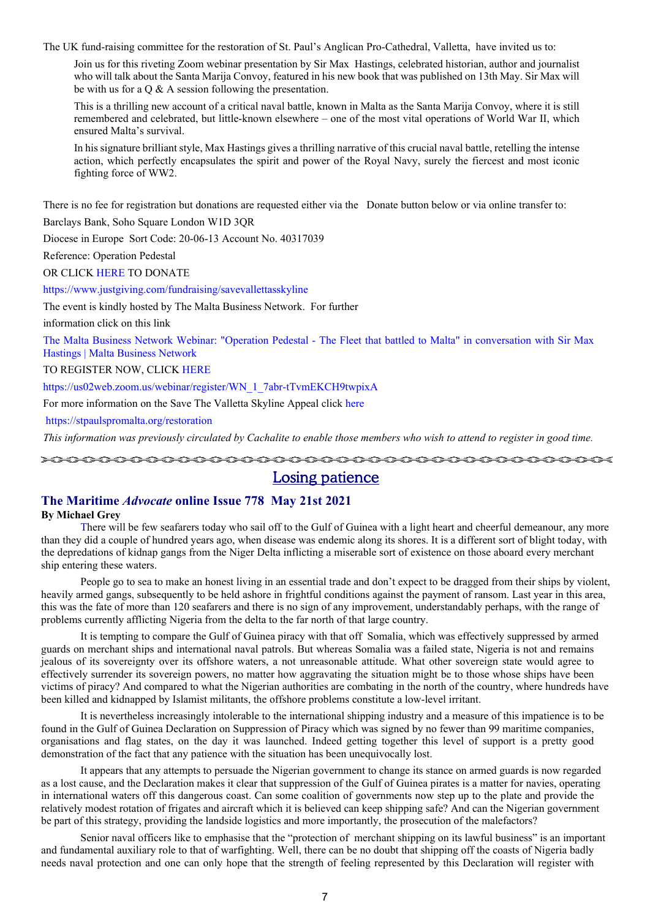The UK fund-raising committee for the restoration of St. Paul's Anglican Pro-Cathedral, Valletta, have invited us to:

> Join us for this riveting Zoom webinar presentation by Sir Max Hastings, celebrated historian, author and journalist who will talk about the Santa Marija Convoy, featured in his new book that was published on 13th May. Sir Max will be with us for a Q & A session following the presentation.
>
> This is a thrilling new account of a critical naval battle, known in Malta as the Santa Marija Convoy, where it is still remembered and celebrated, but little-known elsewhere – one of the most vital operations of World War II, which ensured Malta's survival.
>
> In his signature brilliant style, Max Hastings gives a thrilling narrative of this crucial naval battle, retelling the intense action, which perfectly encapsulates the spirit and power of the Royal Navy, surely the fiercest and most iconic fighting force of WW2.

There is no fee for registration but donations are requested either via the Donate button below or via online transfer to:

Barclays Bank, Soho Square London W1D 3QR

Diocese in Europe Sort Code: 20-06-13 Account No. 40317039

Reference: Operation Pedestal

OR CLICK HERE TO DONATE

https://www.justgiving.com/fundraising/savevallettasskyline

The event is kindly hosted by The Malta Business Network. For further information click on this link

The Malta Business Network Webinar: "Operation Pedestal - The Fleet that battled to Malta" in conversation with Sir Max Hastings | Malta Business Network

TO REGISTER NOW, CLICK HERE

https://us02web.zoom.us/webinar/register/WN_1_7abr-tTvmEKCH9twpixA

For more information on the Save The Valletta Skyline Appeal click here

https://stpaulspromalta.org/restoration

*This information was previously circulated by Cachalite to enable those members who wish to attend to register in good time.*

---

# Losing patience

## The Maritime *Advocate* online Issue 778 May 21st 2021

**By Michael Grey**

There will be few seafarers today who sail off to the Gulf of Guinea with a light heart and cheerful demeanour, any more than they did a couple of hundred years ago, when disease was endemic along its shores. It is a different sort of blight today, with the depredations of kidnap gangs from the Niger Delta inflicting a miserable sort of existence on those aboard every merchant ship entering these waters.

People go to sea to make an honest living in an essential trade and don't expect to be dragged from their ships by violent, heavily armed gangs, subsequently to be held ashore in frightful conditions against the payment of ransom. Last year in this area, this was the fate of more than 120 seafarers and there is no sign of any improvement, understandably perhaps, with the range of problems currently afflicting Nigeria from the delta to the far north of that large country.

It is tempting to compare the Gulf of Guinea piracy with that off Somalia, which was effectively suppressed by armed guards on merchant ships and international naval patrols. But whereas Somalia was a failed state, Nigeria is not and remains jealous of its sovereignty over its offshore waters, a not unreasonable attitude. What other sovereign state would agree to effectively surrender its sovereign powers, no matter how aggravating the situation might be to those whose ships have been victims of piracy? And compared to what the Nigerian authorities are combating in the north of the country, where hundreds have been killed and kidnapped by Islamist militants, the offshore problems constitute a low-level irritant.

It is nevertheless increasingly intolerable to the international shipping industry and a measure of this impatience is to be found in the Gulf of Guinea Declaration on Suppression of Piracy which was signed by no fewer than 99 maritime companies, organisations and flag states, on the day it was launched. Indeed getting together this level of support is a pretty good demonstration of the fact that any patience with the situation has been unequivocally lost.

It appears that any attempts to persuade the Nigerian government to change its stance on armed guards is now regarded as a lost cause, and the Declaration makes it clear that suppression of the Gulf of Guinea pirates is a matter for navies, operating in international waters off this dangerous coast. Can some coalition of governments now step up to the plate and provide the relatively modest rotation of frigates and aircraft which it is believed can keep shipping safe? And can the Nigerian government be part of this strategy, providing the landside logistics and more importantly, the prosecution of the malefactors?

Senior naval officers like to emphasise that the "protection of merchant shipping on its lawful business" is an important and fundamental auxiliary role to that of warfighting. Well, there can be no doubt that shipping off the coasts of Nigeria badly needs naval protection and one can only hope that the strength of feeling represented by this Declaration will register with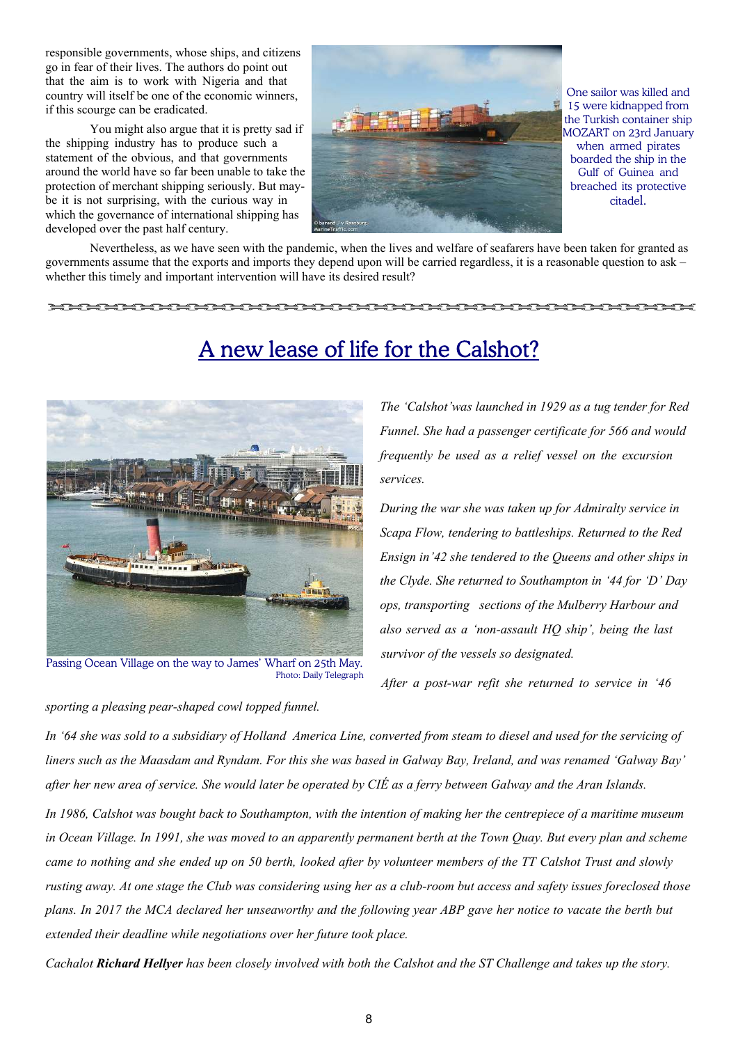responsible governments, whose ships, and citizens go in fear of their lives. The authors do point out that the aim is to work with Nigeria and that country will itself be one of the economic winners, if this scourge can be eradicated.

You might also argue that it is pretty sad if the shipping industry has to produce such a statement of the obvious, and that governments around the world have so far been unable to take the protection of merchant shipping seriously. But may-be it is not surprising, with the curious way in which the governance of international shipping has developed over the past half century.

One sailor was killed and 15 were kidnapped from the Turkish container ship MOZART on 23rd January when armed pirates boarded the ship in the Gulf of Guinea and breached its protective citadel.

Nevertheless, as we have seen with the pandemic, when the lives and welfare of seafarers have been taken for granted as governments assume that the exports and imports they depend upon will be carried regardless, it is a reasonable question to ask – whether this timely and important intervention will have its desired result?

# A new lease of life for the Calshot?

Passing Ocean Village on the way to James' Wharf on 25th May.
Photo: Daily Telegraph

*The 'Calshot' was launched in 1929 as a tug tender for Red Funnel. She had a passenger certificate for 566 and would frequently be used as a relief vessel on the excursion services.*

*During the war she was taken up for Admiralty service in Scapa Flow, tendering to battleships. Returned to the Red Ensign in '42 she tendered to the Queens and other ships in the Clyde. She returned to Southampton in '44 for 'D' Day ops, transporting sections of the Mulberry Harbour and also served as a 'non-assault HQ ship', being the last survivor of the vessels so designated.*

*After a post-war refit she returned to service in '46 sporting a pleasing pear-shaped cowl topped funnel.*

*In '64 she was sold to a subsidiary of Holland America Line, converted from steam to diesel and used for the servicing of liners such as the Maasdam and Ryndam. For this she was based in Galway Bay, Ireland, and was renamed 'Galway Bay' after her new area of service. She would later be operated by CIÉ as a ferry between Galway and the Aran Islands.*

*In 1986, Calshot was bought back to Southampton, with the intention of making her the centrepiece of a maritime museum in Ocean Village. In 1991, she was moved to an apparently permanent berth at the Town Quay. But every plan and scheme came to nothing and she ended up on 50 berth, looked after by volunteer members of the TT Calshot Trust and slowly rusting away. At one stage the Club was considering using her as a club-room but access and safety issues foreclosed those plans. In 2017 the MCA declared her unseaworthy and the following year ABP gave her notice to vacate the berth but extended their deadline while negotiations over her future took place.*

*Cachalot **Richard Hellyer** has been closely involved with both the Calshot and the ST Challenge and takes up the story.*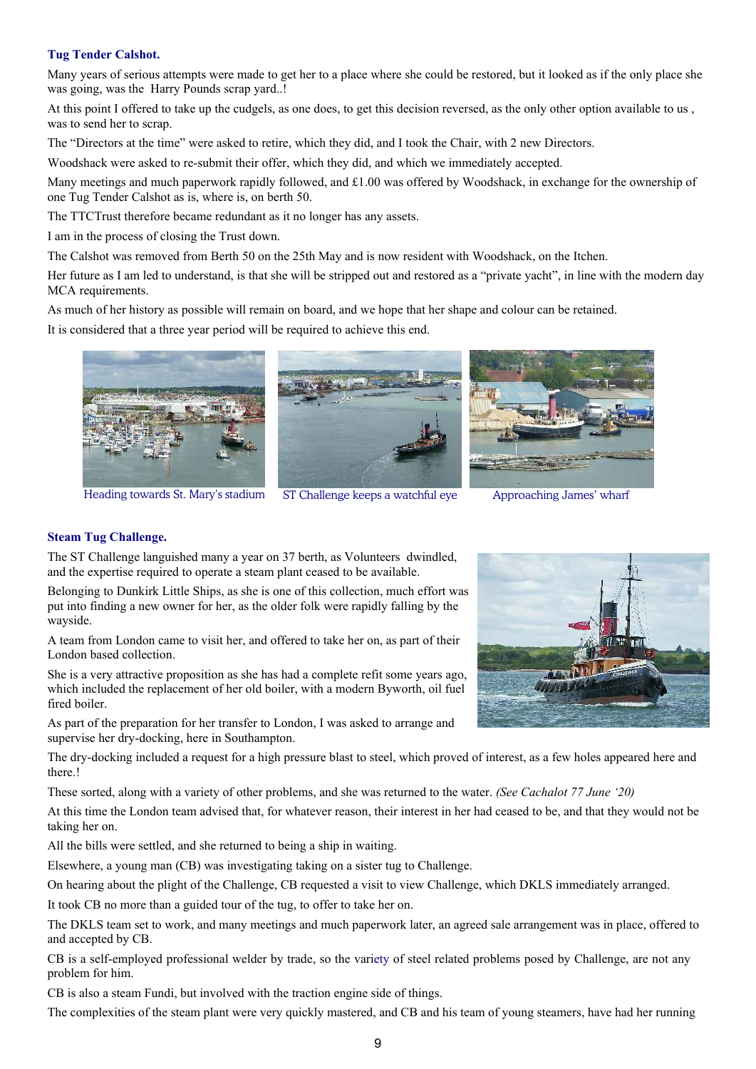### Tug Tender Calshot.

Many years of serious attempts were made to get her to a place where she could be restored, but it looked as if the only place she was going, was the  Harry Pounds scrap yard..!

At this point I offered to take up the cudgels, as one does, to get this decision reversed, as the only other option available to us , was to send her to scrap.

The “Directors at the time” were asked to retire, which they did, and I took the Chair, with 2 new Directors.

Woodshack were asked to re-submit their offer, which they did, and which we immediately accepted.

Many meetings and much paperwork rapidly followed, and £1.00 was offered by Woodshack, in exchange for the ownership of one Tug Tender Calshot as is, where is, on berth 50.

The TTCTrust therefore became redundant as it no longer has any assets.

I am in the process of closing the Trust down.

The Calshot was removed from Berth 50 on the 25th May and is now resident with Woodshack, on the Itchen.

Her future as I am led to understand, is that she will be stripped out and restored as a “private yacht”, in line with the modern day MCA requirements.

As much of her history as possible will remain on board, and we hope that her shape and colour can be retained.

It is considered that a three year period will be required to achieve this end.

Heading towards St. Mary's stadium

ST Challenge keeps a watchful eye

Approaching James' wharf

### Steam Tug Challenge.

The ST Challenge languished many a year on 37 berth, as Volunteers  dwindled, and the expertise required to operate a steam plant ceased to be available.

Belonging to Dunkirk Little Ships, as she is one of this collection, much effort was put into finding a new owner for her, as the older folk were rapidly falling by the wayside.

A team from London came to visit her, and offered to take her on, as part of their London based collection.

She is a very attractive proposition as she has had a complete refit some years ago, which included the replacement of her old boiler, with a modern Byworth, oil fuel fired boiler.

As part of the preparation for her transfer to London, I was asked to arrange and supervise her dry-docking, here in Southampton.

The dry-docking included a request for a high pressure blast to steel, which proved of interest, as a few holes appeared here and there.!

These sorted, along with a variety of other problems, and she was returned to the water. *(See Cachalot 77 June ‘20)*

At this time the London team advised that, for whatever reason, their interest in her had ceased to be, and that they would not be taking her on.

All the bills were settled, and she returned to being a ship in waiting.

Elsewhere, a young man (CB) was investigating taking on a sister tug to Challenge.

On hearing about the plight of the Challenge, CB requested a visit to view Challenge, which DKLS immediately arranged.

It took CB no more than a guided tour of the tug, to offer to take her on.

The DKLS team set to work, and many meetings and much paperwork later, an agreed sale arrangement was in place, offered to and accepted by CB.

CB is a self-employed professional welder by trade, so the variety of steel related problems posed by Challenge, are not any problem for him.

CB is also a steam Fundi, but involved with the traction engine side of things.

The complexities of the steam plant were very quickly mastered, and CB and his team of young steamers, have had her running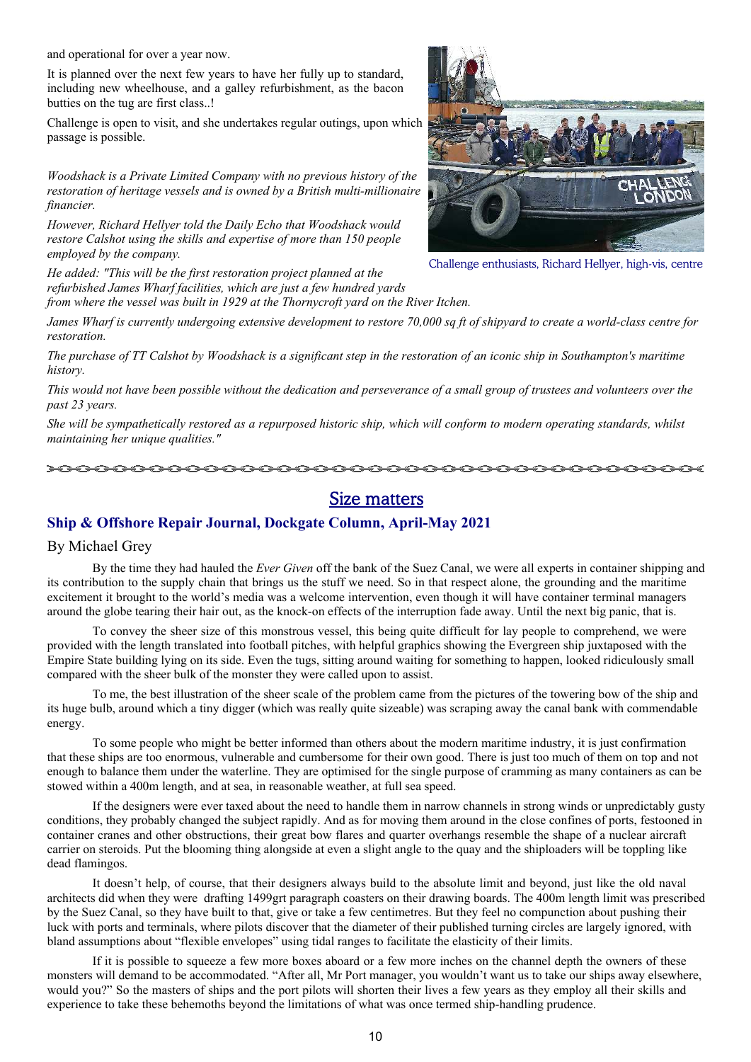and operational for over a year now.

It is planned over the next few years to have her fully up to standard, including new wheelhouse, and a galley refurbishment, as the bacon butties on the tug are first class..!

Challenge is open to visit, and she undertakes regular outings, upon which passage is possible.

Challenge enthusiasts, Richard Hellyer, high-vis, centre

*Woodshack is a Private Limited Company with no previous history of the restoration of heritage vessels and is owned by a British multi-millionaire financier.*

*However, Richard Hellyer told the Daily Echo that Woodshack would restore Calshot using the skills and expertise of more than 150 people employed by the company.*

*He added: "This will be the first restoration project planned at the refurbished James Wharf facilities, which are just a few hundred yards from where the vessel was built in 1929 at the Thornycroft yard on the River Itchen.*

*James Wharf is currently undergoing extensive development to restore 70,000 sq ft of shipyard to create a world-class centre for restoration.*

*The purchase of TT Calshot by Woodshack is a significant step in the restoration of an iconic ship in Southampton's maritime history.*

*This would not have been possible without the dedication and perseverance of a small group of trustees and volunteers over the past 23 years.*

*She will be sympathetically restored as a repurposed historic ship, which will conform to modern operating standards, whilst maintaining her unique qualities."*

## Size matters

### Ship & Offshore Repair Journal, Dockgate Column, April-May 2021

By Michael Grey

By the time they had hauled the *Ever Given* off the bank of the Suez Canal, we were all experts in container shipping and its contribution to the supply chain that brings us the stuff we need. So in that respect alone, the grounding and the maritime excitement it brought to the world's media was a welcome intervention, even though it will have container terminal managers around the globe tearing their hair out, as the knock-on effects of the interruption fade away. Until the next big panic, that is.

To convey the sheer size of this monstrous vessel, this being quite difficult for lay people to comprehend, we were provided with the length translated into football pitches, with helpful graphics showing the Evergreen ship juxtaposed with the Empire State building lying on its side. Even the tugs, sitting around waiting for something to happen, looked ridiculously small compared with the sheer bulk of the monster they were called upon to assist.

To me, the best illustration of the sheer scale of the problem came from the pictures of the towering bow of the ship and its huge bulb, around which a tiny digger (which was really quite sizeable) was scraping away the canal bank with commendable energy.

To some people who might be better informed than others about the modern maritime industry, it is just confirmation that these ships are too enormous, vulnerable and cumbersome for their own good. There is just too much of them on top and not enough to balance them under the waterline. They are optimised for the single purpose of cramming as many containers as can be stowed within a 400m length, and at sea, in reasonable weather, at full sea speed.

If the designers were ever taxed about the need to handle them in narrow channels in strong winds or unpredictably gusty conditions, they probably changed the subject rapidly. And as for moving them around in the close confines of ports, festooned in container cranes and other obstructions, their great bow flares and quarter overhangs resemble the shape of a nuclear aircraft carrier on steroids. Put the blooming thing alongside at even a slight angle to the quay and the shiploaders will be toppling like dead flamingos.

It doesn't help, of course, that their designers always build to the absolute limit and beyond, just like the old naval architects did when they were drafting 1499grt paragraph coasters on their drawing boards. The 400m length limit was prescribed by the Suez Canal, so they have built to that, give or take a few centimetres. But they feel no compunction about pushing their luck with ports and terminals, where pilots discover that the diameter of their published turning circles are largely ignored, with bland assumptions about "flexible envelopes" using tidal ranges to facilitate the elasticity of their limits.

If it is possible to squeeze a few more boxes aboard or a few more inches on the channel depth the owners of these monsters will demand to be accommodated. "After all, Mr Port manager, you wouldn't want us to take our ships away elsewhere, would you?" So the masters of ships and the port pilots will shorten their lives a few years as they employ all their skills and experience to take these behemoths beyond the limitations of what was once termed ship-handling prudence.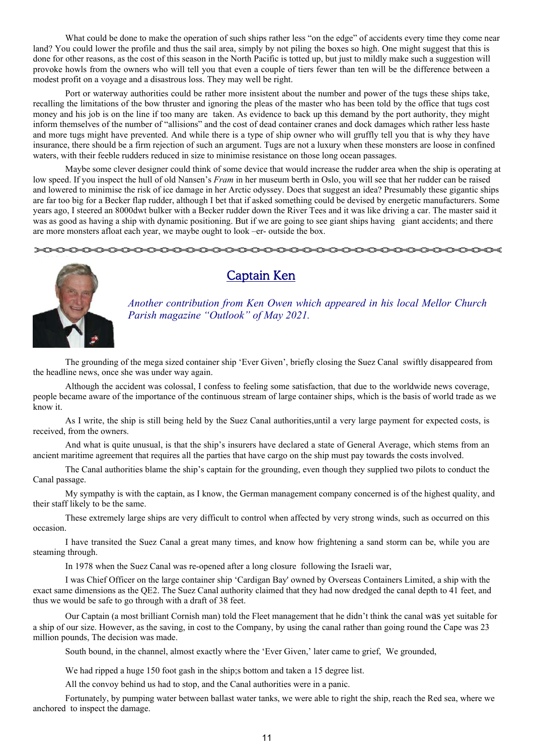What could be done to make the operation of such ships rather less "on the edge" of accidents every time they come near land? You could lower the profile and thus the sail area, simply by not piling the boxes so high. One might suggest that this is done for other reasons, as the cost of this season in the North Pacific is totted up, but just to mildly make such a suggestion will provoke howls from the owners who will tell you that even a couple of tiers fewer than ten will be the difference between a modest profit on a voyage and a disastrous loss. They may well be right.

Port or waterway authorities could be rather more insistent about the number and power of the tugs these ships take, recalling the limitations of the bow thruster and ignoring the pleas of the master who has been told by the office that tugs cost money and his job is on the line if too many are taken. As evidence to back up this demand by the port authority, they might inform themselves of the number of "allisions" and the cost of dead container cranes and dock damages which rather less haste and more tugs might have prevented. And while there is a type of ship owner who will gruffly tell you that is why they have insurance, there should be a firm rejection of such an argument. Tugs are not a luxury when these monsters are loose in confined waters, with their feeble rudders reduced in size to minimise resistance on those long ocean passages.

Maybe some clever designer could think of some device that would increase the rudder area when the ship is operating at low speed. If you inspect the hull of old Nansen's *Fram* in her museum berth in Oslo, you will see that her rudder can be raised and lowered to minimise the risk of ice damage in her Arctic odyssey. Does that suggest an idea? Presumably these gigantic ships are far too big for a Becker flap rudder, although I bet that if asked something could be devised by energetic manufacturers. Some years ago, I steered an 8000dwt bulker with a Becker rudder down the River Tees and it was like driving a car. The master said it was as good as having a ship with dynamic positioning. But if we are going to see giant ships having giant accidents; and there are more monsters afloat each year, we maybe ought to look –er- outside the box.

## Captain Ken

*Another contribution from Ken Owen which appeared in his local Mellor Church Parish magazine "Outlook" of May 2021.*

The grounding of the mega sized container ship 'Ever Given', briefly closing the Suez Canal swiftly disappeared from the headline news, once she was under way again.

Although the accident was colossal, I confess to feeling some satisfaction, that due to the worldwide news coverage, people became aware of the importance of the continuous stream of large container ships, which is the basis of world trade as we know it.

As I write, the ship is still being held by the Suez Canal authorities,until a very large payment for expected costs, is received, from the owners.

And what is quite unusual, is that the ship's insurers have declared a state of General Average, which stems from an ancient maritime agreement that requires all the parties that have cargo on the ship must pay towards the costs involved.

The Canal authorities blame the ship's captain for the grounding, even though they supplied two pilots to conduct the Canal passage.

My sympathy is with the captain, as I know, the German management company concerned is of the highest quality, and their staff likely to be the same.

These extremely large ships are very difficult to control when affected by very strong winds, such as occurred on this occasion.

I have transited the Suez Canal a great many times, and know how frightening a sand storm can be, while you are steaming through.

In 1978 when the Suez Canal was re-opened after a long closure following the Israeli war,

I was Chief Officer on the large container ship 'Cardigan Bay' owned by Overseas Containers Limited, a ship with the exact same dimensions as the QE2. The Suez Canal authority claimed that they had now dredged the canal depth to 41 feet, and thus we would be safe to go through with a draft of 38 feet.

Our Captain (a most brilliant Cornish man) told the Fleet management that he didn't think the canal was yet suitable for a ship of our size. However, as the saving, in cost to the Company, by using the canal rather than going round the Cape was 23 million pounds, The decision was made.

South bound, in the channel, almost exactly where the 'Ever Given,' later came to grief, We grounded,

We had ripped a huge 150 foot gash in the ship;s bottom and taken a 15 degree list.

All the convoy behind us had to stop, and the Canal authorities were in a panic.

Fortunately, by pumping water between ballast water tanks, we were able to right the ship, reach the Red sea, where we anchored to inspect the damage.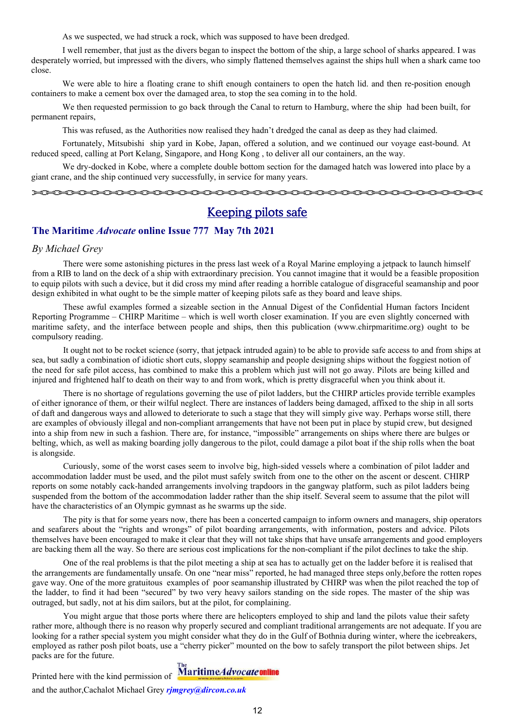As we suspected, we had struck a rock, which was supposed to have been dredged.

I well remember, that just as the divers began to inspect the bottom of the ship, a large school of sharks appeared. I was desperately worried, but impressed with the divers, who simply flattened themselves against the ships hull when a shark came too close.

We were able to hire a floating crane to shift enough containers to open the hatch lid. and then re-position enough containers to make a cement box over the damaged area, to stop the sea coming in to the hold.

We then requested permission to go back through the Canal to return to Hamburg, where the ship had been built, for permanent repairs,

This was refused, as the Authorities now realised they hadn't dredged the canal as deep as they had claimed.

Fortunately, Mitsubishi ship yard in Kobe, Japan, offered a solution, and we continued our voyage east-bound. At reduced speed, calling at Port Kelang, Singapore, and Hong Kong , to deliver all our containers, an the way.

We dry-docked in Kobe, where a complete double bottom section for the damaged hatch was lowered into place by a giant crane, and the ship continued very successfully, in service for many years.

---

## Keeping pilots safe

### The Maritime *Advocate* online Issue 777 May 7th 2021

*By Michael Grey*

There were some astonishing pictures in the press last week of a Royal Marine employing a jetpack to launch himself from a RIB to land on the deck of a ship with extraordinary precision. You cannot imagine that it would be a feasible proposition to equip pilots with such a device, but it did cross my mind after reading a horrible catalogue of disgraceful seamanship and poor design exhibited in what ought to be the simple matter of keeping pilots safe as they board and leave ships.

These awful examples formed a sizeable section in the Annual Digest of the Confidential Human factors Incident Reporting Programme – CHIRP Maritime – which is well worth closer examination. If you are even slightly concerned with maritime safety, and the interface between people and ships, then this publication (www.chirpmaritime.org) ought to be compulsory reading.

It ought not to be rocket science (sorry, that jetpack intruded again) to be able to provide safe access to and from ships at sea, but sadly a combination of idiotic short cuts, sloppy seamanship and people designing ships without the foggiest notion of the need for safe pilot access, has combined to make this a problem which just will not go away. Pilots are being killed and injured and frightened half to death on their way to and from work, which is pretty disgraceful when you think about it.

There is no shortage of regulations governing the use of pilot ladders, but the CHIRP articles provide terrible examples of either ignorance of them, or their wilful neglect. There are instances of ladders being damaged, affixed to the ship in all sorts of daft and dangerous ways and allowed to deteriorate to such a stage that they will simply give way. Perhaps worse still, there are examples of obviously illegal and non-compliant arrangements that have not been put in place by stupid crew, but designed into a ship from new in such a fashion. There are, for instance, "impossible" arrangements on ships where there are bulges or belting, which, as well as making boarding jolly dangerous to the pilot, could damage a pilot boat if the ship rolls when the boat is alongside.

Curiously, some of the worst cases seem to involve big, high-sided vessels where a combination of pilot ladder and accommodation ladder must be used, and the pilot must safely switch from one to the other on the ascent or descent. CHIRP reports on some notably cack-handed arrangements involving trapdoors in the gangway platform, such as pilot ladders being suspended from the bottom of the accommodation ladder rather than the ship itself. Several seem to assume that the pilot will have the characteristics of an Olympic gymnast as he swarms up the side.

The pity is that for some years now, there has been a concerted campaign to inform owners and managers, ship operators and seafarers about the "rights and wrongs" of pilot boarding arrangements, with information, posters and advice. Pilots themselves have been encouraged to make it clear that they will not take ships that have unsafe arrangements and good employers are backing them all the way. So there are serious cost implications for the non-compliant if the pilot declines to take the ship.

One of the real problems is that the pilot meeting a ship at sea has to actually get on the ladder before it is realised that the arrangements are fundamentally unsafe. On one "near miss" reported, he had managed three steps only,before the rotten ropes gave way. One of the more gratuitous examples of poor seamanship illustrated by CHIRP was when the pilot reached the top of the ladder, to find it had been "secured" by two very heavy sailors standing on the side ropes. The master of the ship was outraged, but sadly, not at his dim sailors, but at the pilot, for complaining.

You might argue that those ports where there are helicopters employed to ship and land the pilots value their safety rather more, although there is no reason why properly secured and compliant traditional arrangements are not adequate. If you are looking for a rather special system you might consider what they do in the Gulf of Bothnia during winter, where the icebreakers, employed as rather posh pilot boats, use a "cherry picker" mounted on the bow to safely transport the pilot between ships. Jet packs are for the future.

Printed here with the kind permission of The Maritime*Advocate* online

and the author,Cachalot Michael Grey ***rjmgrey@dircon.co.uk***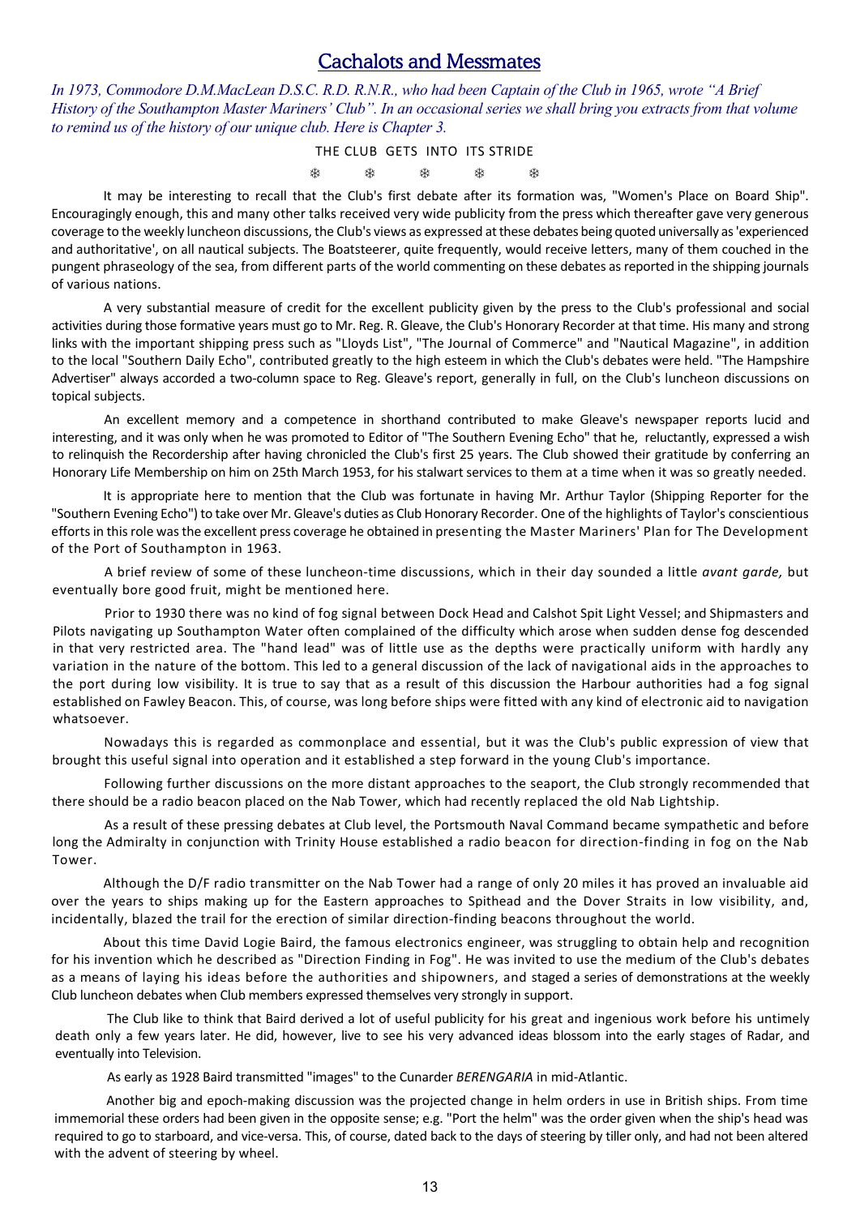# Cachalots and Messmates

*In 1973, Commodore D.M.MacLean D.S.C. R.D. R.N.R., who had been Captain of the Club in 1965, wrote "A Brief History of the Southampton Master Mariners' Club". In an occasional series we shall bring you extracts from that volume to remind us of the history of our unique club. Here is Chapter 3.*

## THE CLUB GETS INTO ITS STRIDE

❄ ❄ ❄ ❄ ❄

It may be interesting to recall that the Club's first debate after its formation was, "Women's Place on Board Ship". Encouragingly enough, this and many other talks received very wide publicity from the press which thereafter gave very generous coverage to the weekly luncheon discussions, the Club's views as expressed at these debates being quoted universally as 'experienced and authoritative', on all nautical subjects. The Boatsteerer, quite frequently, would receive letters, many of them couched in the pungent phraseology of the sea, from different parts of the world commenting on these debates as reported in the shipping journals of various nations.

A very substantial measure of credit for the excellent publicity given by the press to the Club's professional and social activities during those formative years must go to Mr. Reg. R. Gleave, the Club's Honorary Recorder at that time. His many and strong links with the important shipping press such as "Lloyds List", "The Journal of Commerce" and "Nautical Magazine", in addition to the local "Southern Daily Echo", contributed greatly to the high esteem in which the Club's debates were held. "The Hampshire Advertiser" always accorded a two-column space to Reg. Gleave's report, generally in full, on the Club's luncheon discussions on topical subjects.

An excellent memory and a competence in shorthand contributed to make Gleave's newspaper reports lucid and interesting, and it was only when he was promoted to Editor of "The Southern Evening Echo" that he, reluctantly, expressed a wish to relinquish the Recordership after having chronicled the Club's first 25 years. The Club showed their gratitude by conferring an Honorary Life Membership on him on 25th March 1953, for his stalwart services to them at a time when it was so greatly needed.

It is appropriate here to mention that the Club was fortunate in having Mr. Arthur Taylor (Shipping Reporter for the "Southern Evening Echo") to take over Mr. Gleave's duties as Club Honorary Recorder. One of the highlights of Taylor's conscientious efforts in this role was the excellent press coverage he obtained in presenting the Master Mariners' Plan for The Development of the Port of Southampton in 1963.

A brief review of some of these luncheon-time discussions, which in their day sounded a little *avant garde,* but eventually bore good fruit, might be mentioned here.

Prior to 1930 there was no kind of fog signal between Dock Head and Calshot Spit Light Vessel; and Shipmasters and Pilots navigating up Southampton Water often complained of the difficulty which arose when sudden dense fog descended in that very restricted area. The "hand lead" was of little use as the depths were practically uniform with hardly any variation in the nature of the bottom. This led to a general discussion of the lack of navigational aids in the approaches to the port during low visibility. It is true to say that as a result of this discussion the Harbour authorities had a fog signal established on Fawley Beacon. This, of course, was long before ships were fitted with any kind of electronic aid to navigation whatsoever.

Nowadays this is regarded as commonplace and essential, but it was the Club's public expression of view that brought this useful signal into operation and it established a step forward in the young Club's importance.

Following further discussions on the more distant approaches to the seaport, the Club strongly recommended that there should be a radio beacon placed on the Nab Tower, which had recently replaced the old Nab Lightship.

As a result of these pressing debates at Club level, the Portsmouth Naval Command became sympathetic and before long the Admiralty in conjunction with Trinity House established a radio beacon for direction-finding in fog on the Nab Tower.

Although the D/F radio transmitter on the Nab Tower had a range of only 20 miles it has proved an invaluable aid over the years to ships making up for the Eastern approaches to Spithead and the Dover Straits in low visibility, and, incidentally, blazed the trail for the erection of similar direction-finding beacons throughout the world.

About this time David Logie Baird, the famous electronics engineer, was struggling to obtain help and recognition for his invention which he described as "Direction Finding in Fog". He was invited to use the medium of the Club's debates as a means of laying his ideas before the authorities and shipowners, and staged a series of demonstrations at the weekly Club luncheon debates when Club members expressed themselves very strongly in support.

The Club like to think that Baird derived a lot of useful publicity for his great and ingenious work before his untimely death only a few years later. He did, however, live to see his very advanced ideas blossom into the early stages of Radar, and eventually into Television.

As early as 1928 Baird transmitted "images" to the Cunarder *BERENGARIA* in mid-Atlantic.

Another big and epoch-making discussion was the projected change in helm orders in use in British ships. From time immemorial these orders had been given in the opposite sense; e.g. "Port the helm" was the order given when the ship's head was required to go to starboard, and vice-versa. This, of course, dated back to the days of steering by tiller only, and had not been altered with the advent of steering by wheel.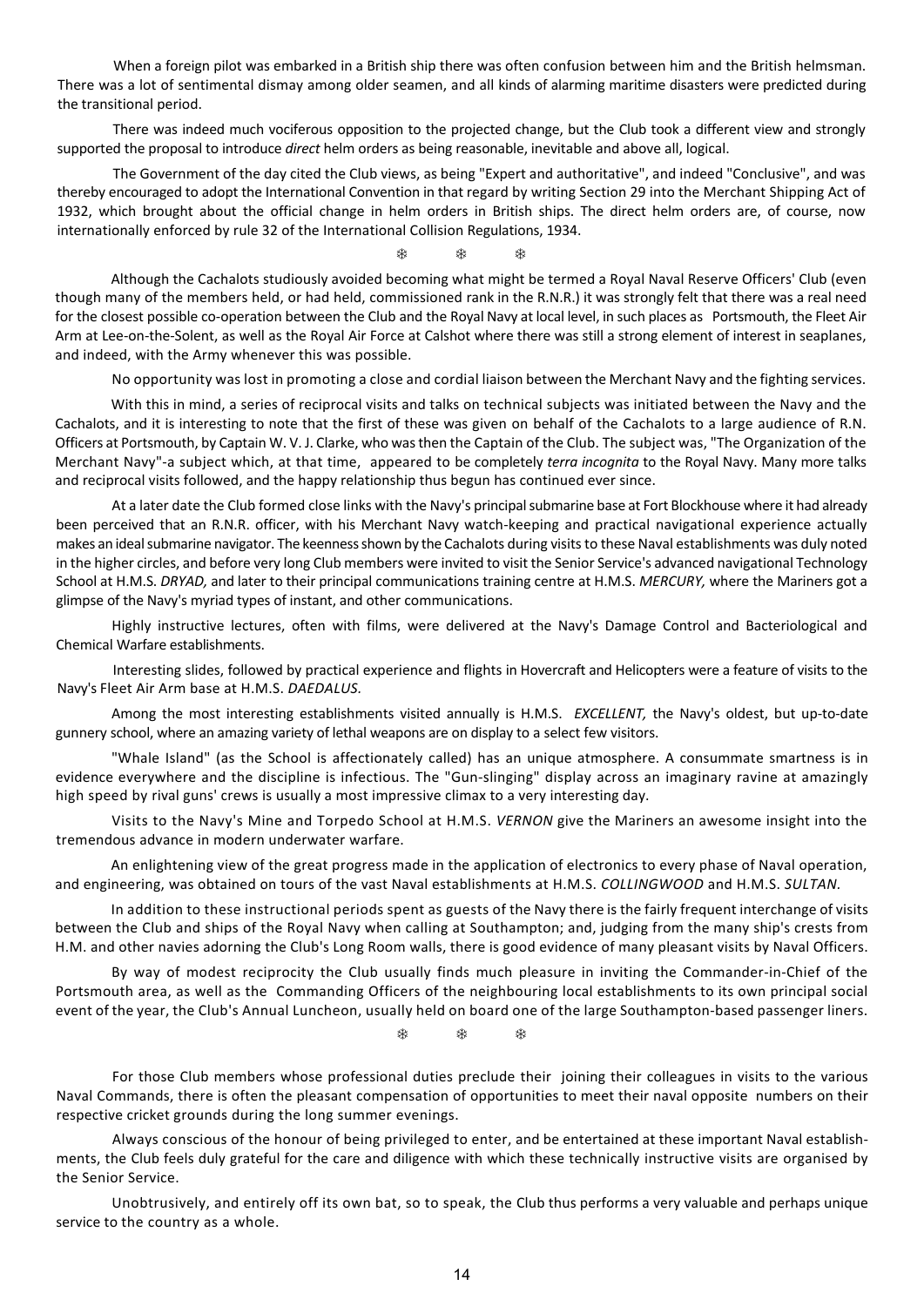When a foreign pilot was embarked in a British ship there was often confusion between him and the British helmsman. There was a lot of sentimental dismay among older seamen, and all kinds of alarming maritime disasters were predicted during the transitional period.

There was indeed much vociferous opposition to the projected change, but the Club took a different view and strongly supported the proposal to introduce *direct* helm orders as being reasonable, inevitable and above all, logical.

The Government of the day cited the Club views, as being "Expert and authoritative", and indeed "Conclusive", and was thereby encouraged to adopt the International Convention in that regard by writing Section 29 into the Merchant Shipping Act of 1932, which brought about the official change in helm orders in British ships. The direct helm orders are, of course, now internationally enforced by rule 32 of the International Collision Regulations, 1934.

❄ ❄ ❄

Although the Cachalots studiously avoided becoming what might be termed a Royal Naval Reserve Officers' Club (even though many of the members held, or had held, commissioned rank in the R.N.R.) it was strongly felt that there was a real need for the closest possible co-operation between the Club and the Royal Navy at local level, in such places as Portsmouth, the Fleet Air Arm at Lee-on-the-Solent, as well as the Royal Air Force at Calshot where there was still a strong element of interest in seaplanes, and indeed, with the Army whenever this was possible.

No opportunity was lost in promoting a close and cordial liaison between the Merchant Navy and the fighting services.

With this in mind, a series of reciprocal visits and talks on technical subjects was initiated between the Navy and the Cachalots, and it is interesting to note that the first of these was given on behalf of the Cachalots to a large audience of R.N. Officers at Portsmouth, by Captain W. V. J. Clarke, who was then the Captain of the Club. The subject was, "The Organization of the Merchant Navy"-a subject which, at that time, appeared to be completely *terra incognita* to the Royal Navy. Many more talks and reciprocal visits followed, and the happy relationship thus begun has continued ever since.

At a later date the Club formed close links with the Navy's principal submarine base at Fort Blockhouse where it had already been perceived that an R.N.R. officer, with his Merchant Navy watch-keeping and practical navigational experience actually makes an ideal submarine navigator. The keenness shown by the Cachalots during visits to these Naval establishments was duly noted in the higher circles, and before very long Club members were invited to visit the Senior Service's advanced navigational Technology School at H.M.S. *DRYAD,* and later to their principal communications training centre at H.M.S. *MERCURY,* where the Mariners got a glimpse of the Navy's myriad types of instant, and other communications.

Highly instructive lectures, often with films, were delivered at the Navy's Damage Control and Bacteriological and Chemical Warfare establishments.

Interesting slides, followed by practical experience and flights in Hovercraft and Helicopters were a feature of visits to the Navy's Fleet Air Arm base at H.M.S. *DAEDALUS.*

Among the most interesting establishments visited annually is H.M.S. *EXCELLENT,* the Navy's oldest, but up-to-date gunnery school, where an amazing variety of lethal weapons are on display to a select few visitors.

"Whale Island" (as the School is affectionately called) has an unique atmosphere. A consummate smartness is in evidence everywhere and the discipline is infectious. The "Gun-slinging" display across an imaginary ravine at amazingly high speed by rival guns' crews is usually a most impressive climax to a very interesting day.

Visits to the Navy's Mine and Torpedo School at H.M.S. *VERNON* give the Mariners an awesome insight into the tremendous advance in modern underwater warfare.

An enlightening view of the great progress made in the application of electronics to every phase of Naval operation, and engineering, was obtained on tours of the vast Naval establishments at H.M.S. *COLLINGWOOD* and H.M.S. *SULTAN.*

In addition to these instructional periods spent as guests of the Navy there is the fairly frequent interchange of visits between the Club and ships of the Royal Navy when calling at Southampton; and, judging from the many ship's crests from H.M. and other navies adorning the Club's Long Room walls, there is good evidence of many pleasant visits by Naval Officers.

By way of modest reciprocity the Club usually finds much pleasure in inviting the Commander-in-Chief of the Portsmouth area, as well as the Commanding Officers of the neighbouring local establishments to its own principal social event of the year, the Club's Annual Luncheon, usually held on board one of the large Southampton-based passenger liners.

❄ ❄ ❄

For those Club members whose professional duties preclude their joining their colleagues in visits to the various Naval Commands, there is often the pleasant compensation of opportunities to meet their naval opposite numbers on their respective cricket grounds during the long summer evenings.

Always conscious of the honour of being privileged to enter, and be entertained at these important Naval establishments, the Club feels duly grateful for the care and diligence with which these technically instructive visits are organised by the Senior Service.

Unobtrusively, and entirely off its own bat, so to speak, the Club thus performs a very valuable and perhaps unique service to the country as a whole.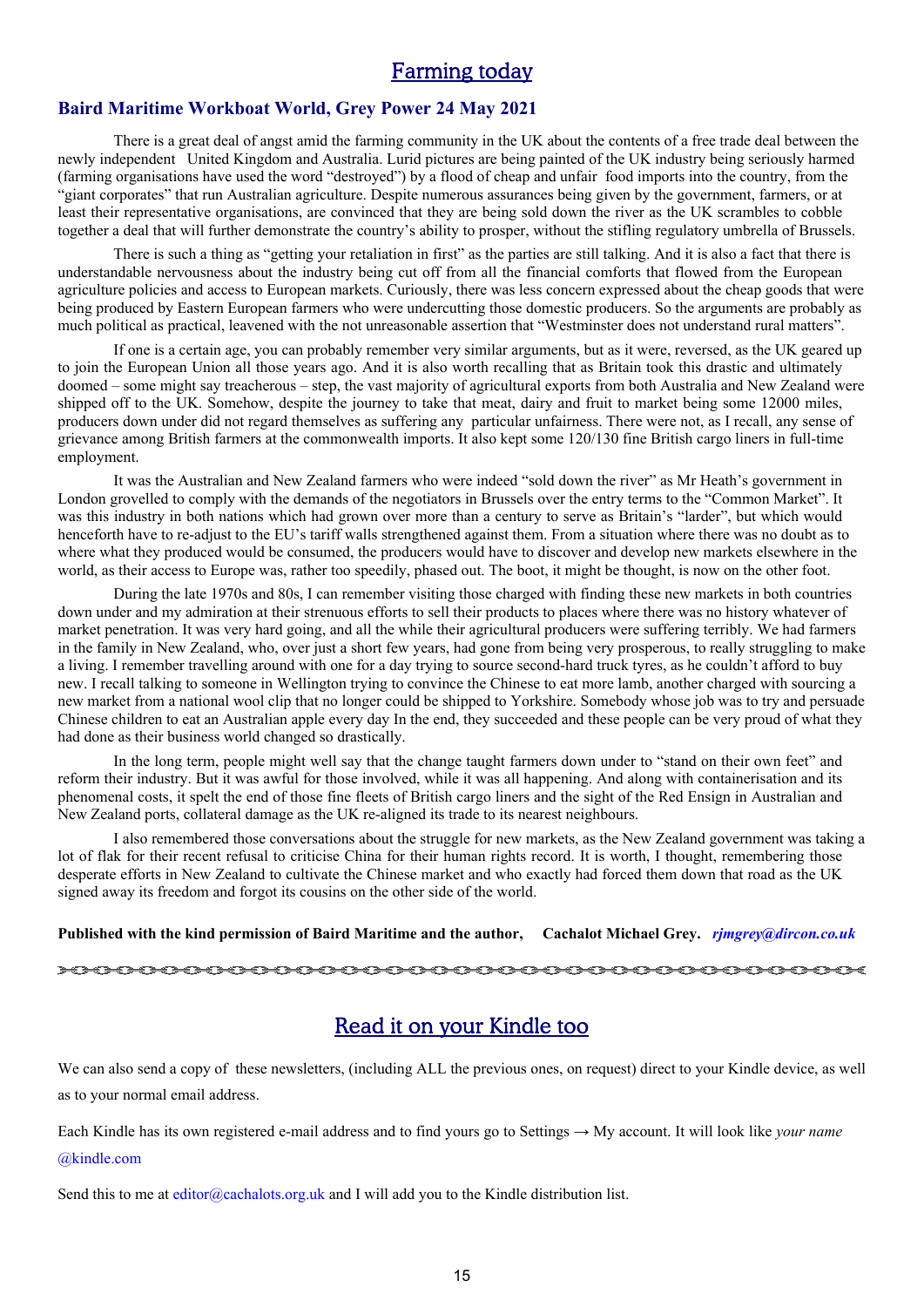# Farming today

## Baird Maritime Workboat World, Grey Power 24 May 2021

There is a great deal of angst amid the farming community in the UK about the contents of a free trade deal between the newly independent United Kingdom and Australia. Lurid pictures are being painted of the UK industry being seriously harmed (farming organisations have used the word "destroyed") by a flood of cheap and unfair food imports into the country, from the "giant corporates" that run Australian agriculture. Despite numerous assurances being given by the government, farmers, or at least their representative organisations, are convinced that they are being sold down the river as the UK scrambles to cobble together a deal that will further demonstrate the country's ability to prosper, without the stifling regulatory umbrella of Brussels.

There is such a thing as "getting your retaliation in first" as the parties are still talking. And it is also a fact that there is understandable nervousness about the industry being cut off from all the financial comforts that flowed from the European agriculture policies and access to European markets. Curiously, there was less concern expressed about the cheap goods that were being produced by Eastern European farmers who were undercutting those domestic producers. So the arguments are probably as much political as practical, leavened with the not unreasonable assertion that "Westminster does not understand rural matters".

If one is a certain age, you can probably remember very similar arguments, but as it were, reversed, as the UK geared up to join the European Union all those years ago. And it is also worth recalling that as Britain took this drastic and ultimately doomed – some might say treacherous – step, the vast majority of agricultural exports from both Australia and New Zealand were shipped off to the UK. Somehow, despite the journey to take that meat, dairy and fruit to market being some 12000 miles, producers down under did not regard themselves as suffering any particular unfairness. There were not, as I recall, any sense of grievance among British farmers at the commonwealth imports. It also kept some 120/130 fine British cargo liners in full-time employment.

It was the Australian and New Zealand farmers who were indeed "sold down the river" as Mr Heath's government in London grovelled to comply with the demands of the negotiators in Brussels over the entry terms to the "Common Market". It was this industry in both nations which had grown over more than a century to serve as Britain's "larder", but which would henceforth have to re-adjust to the EU's tariff walls strengthened against them. From a situation where there was no doubt as to where what they produced would be consumed, the producers would have to discover and develop new markets elsewhere in the world, as their access to Europe was, rather too speedily, phased out. The boot, it might be thought, is now on the other foot.

During the late 1970s and 80s, I can remember visiting those charged with finding these new markets in both countries down under and my admiration at their strenuous efforts to sell their products to places where there was no history whatever of market penetration. It was very hard going, and all the while their agricultural producers were suffering terribly. We had farmers in the family in New Zealand, who, over just a short few years, had gone from being very prosperous, to really struggling to make a living. I remember travelling around with one for a day trying to source second-hard truck tyres, as he couldn't afford to buy new. I recall talking to someone in Wellington trying to convince the Chinese to eat more lamb, another charged with sourcing a new market from a national wool clip that no longer could be shipped to Yorkshire. Somebody whose job was to try and persuade Chinese children to eat an Australian apple every day In the end, they succeeded and these people can be very proud of what they had done as their business world changed so drastically.

In the long term, people might well say that the change taught farmers down under to "stand on their own feet" and reform their industry. But it was awful for those involved, while it was all happening. And along with containerisation and its phenomenal costs, it spelt the end of those fine fleets of British cargo liners and the sight of the Red Ensign in Australian and New Zealand ports, collateral damage as the UK re-aligned its trade to its nearest neighbours.

I also remembered those conversations about the struggle for new markets, as the New Zealand government was taking a lot of flak for their recent refusal to criticise China for their human rights record. It is worth, I thought, remembering those desperate efforts in New Zealand to cultivate the Chinese market and who exactly had forced them down that road as the UK signed away its freedom and forgot its cousins on the other side of the world.

**Published with the kind permission of Baird Maritime and the author, Cachalot Michael Grey.** ***rjmgrey@dircon.co.uk***

# Read it on your Kindle too

We can also send a copy of these newsletters, (including ALL the previous ones, on request) direct to your Kindle device, as well as to your normal email address.

Each Kindle has its own registered e-mail address and to find yours go to Settings → My account. It will look like *your name* @kindle.com

Send this to me at editor@cachalots.org.uk and I will add you to the Kindle distribution list.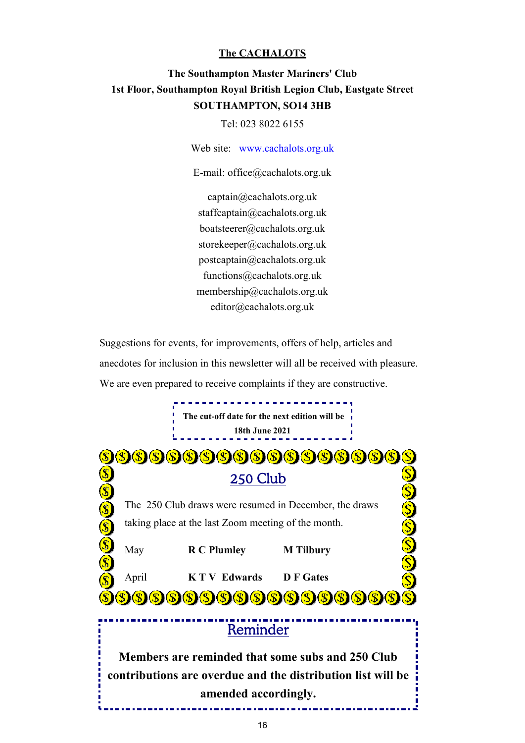## The CACHALOTS

**The Southampton Master Mariners' Club**
**1st Floor, Southampton Royal British Legion Club, Eastgate Street**
**SOUTHAMPTON, SO14 3HB**

Tel: 023 8022 6155

Web site: www.cachalots.org.uk

E-mail: office@cachalots.org.uk

captain@cachalots.org.uk
staffcaptain@cachalots.org.uk
boatsteerer@cachalots.org.uk
storekeeper@cachalots.org.uk
postcaptain@cachalots.org.uk
functions@cachalots.org.uk
membership@cachalots.org.uk
editor@cachalots.org.uk

Suggestions for events, for improvements, offers of help, articles and anecdotes for inclusion in this newsletter will all be received with pleasure. We are even prepared to receive complaints if they are constructive.

**The cut-off date for the next edition will be 18th June 2021**

## 250 Club

The 250 Club draws were resumed in December, the draws taking place at the last Zoom meeting of the month.

| | | |
|---|---|---|
| May | **R C Plumley** | **M Tilbury** |
| April | **K T V Edwards** | **D F Gates** |

## Reminder

**Members are reminded that some subs and 250 Club contributions are overdue and the distribution list will be amended accordingly.**